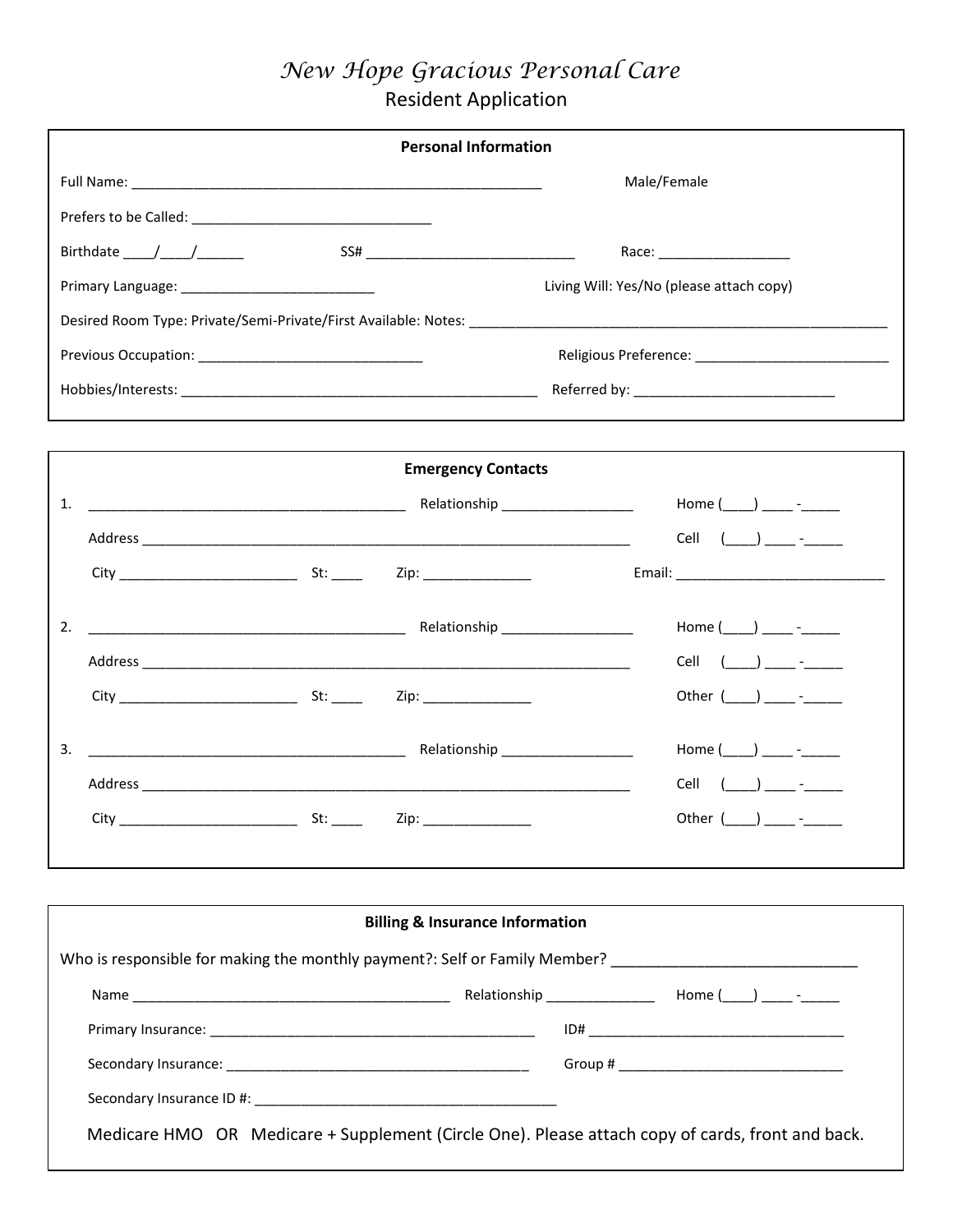# *New Hope Gracious Personal Care*

## Resident Application

### Personal Information

Full Name: _______________________________________________________ Male/Female

Prefers to be Called: ________________________________

Birthdate ____/____/______ SS# ____________________________ Race: _________________

Primary Language: _________________________ Living Will: Yes/No (please attach copy)

Desired Room Type: Private/Semi-Private/First Available: Notes: _______________________________________________________

Previous Occupation: ______________________________ Religious Preference: _________________________

Hobbies/Interests: ________________________________________________ Referred by: __________________________

### Emergency Contacts

1. __________________________________________ Relationship _________________ Home (____) ____ -_____

   Address __________________________________________________________________ Cell (____) ____ -_____

   City _______________________ St: ____ Zip: ______________ Email: ___________________________

2. __________________________________________ Relationship _________________ Home (____) ____ -_____

   Address __________________________________________________________________ Cell (____) ____ -_____

   City _______________________ St: ____ Zip: ______________ Other (____) ____ -_____

3. __________________________________________ Relationship _________________ Home (____) ____ -_____

   Address __________________________________________________________________ Cell (____) ____ -_____

   City _______________________ St: ____ Zip: ______________ Other (____) ____ -_____

### Billing & Insurance Information

Who is responsible for making the monthly payment?: Self or Family Member? _____________________________

Name _________________________________________ Relationship ______________ Home (____) ____ -_____

Primary Insurance: ___________________________________________ ID# __________________________________

Secondary Insurance: ________________________________________ Group # ______________________________

Secondary Insurance ID #: ________________________________________

Medicare HMO OR Medicare + Supplement (Circle One). Please attach copy of cards, front and back.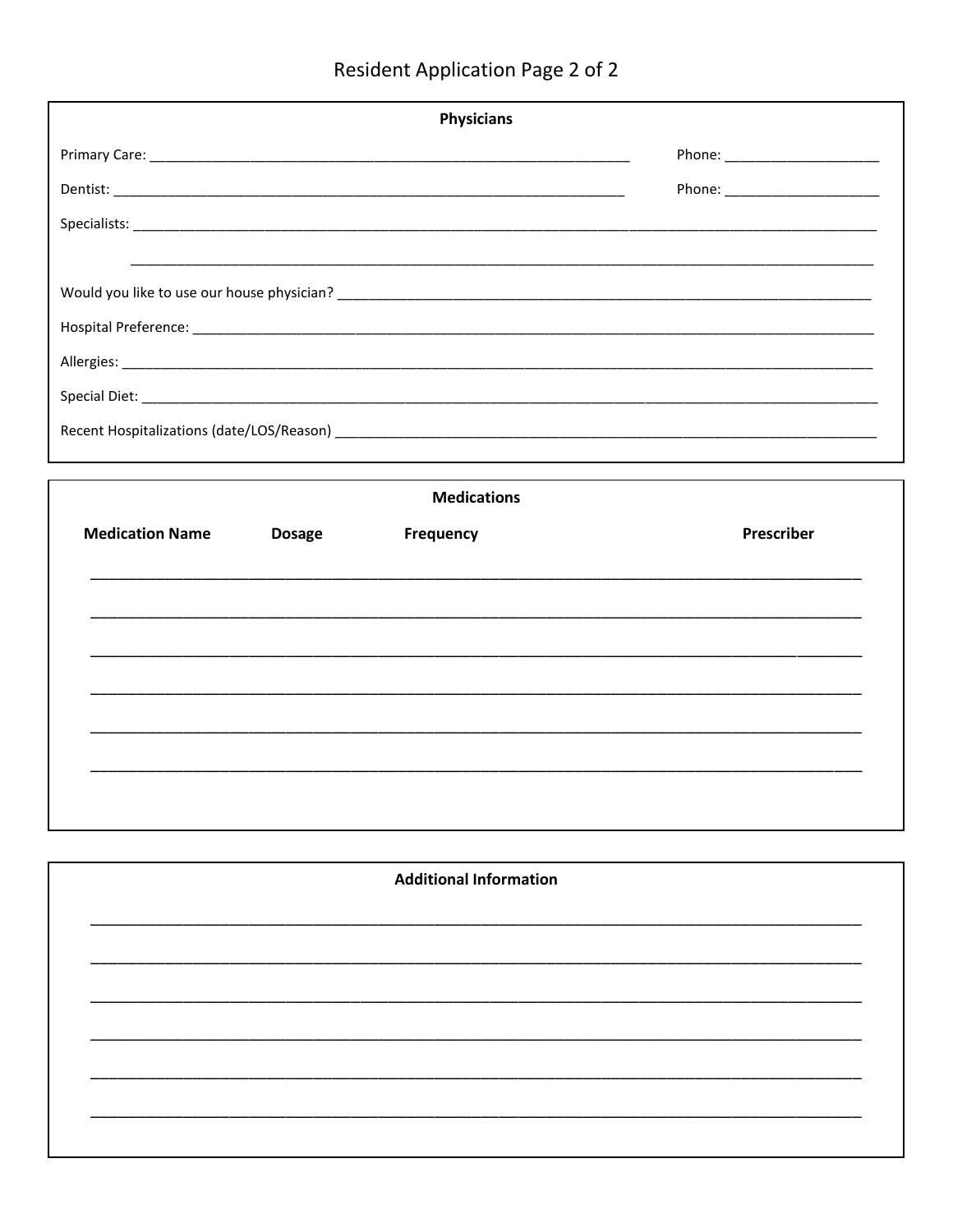# Resident Application Page 2 of 2

## Physicians

Primary Care: ________________________________________________ Phone: ____________________

Dentist: ________________________________________________ Phone: ____________________

Specialists: ____________________________________________________________________________

____________________________________________________________________________

Would you like to use our house physician? ________________________________________________

Hospital Preference: ____________________________________________________________________

Allergies: ____________________________________________________________________________

Special Diet: _________________________________________________________________________

Recent Hospitalizations (date/LOS/Reason) ________________________________________________

## Medications

| Medication Name | Dosage | Frequency | Prescriber |
|---|---|---|---|
| | | | |
| | | | |
| | | | |
| | | | |
| | | | |
| | | | |

## Additional Information

____________________________________________________________________________

____________________________________________________________________________

____________________________________________________________________________

____________________________________________________________________________

____________________________________________________________________________

____________________________________________________________________________